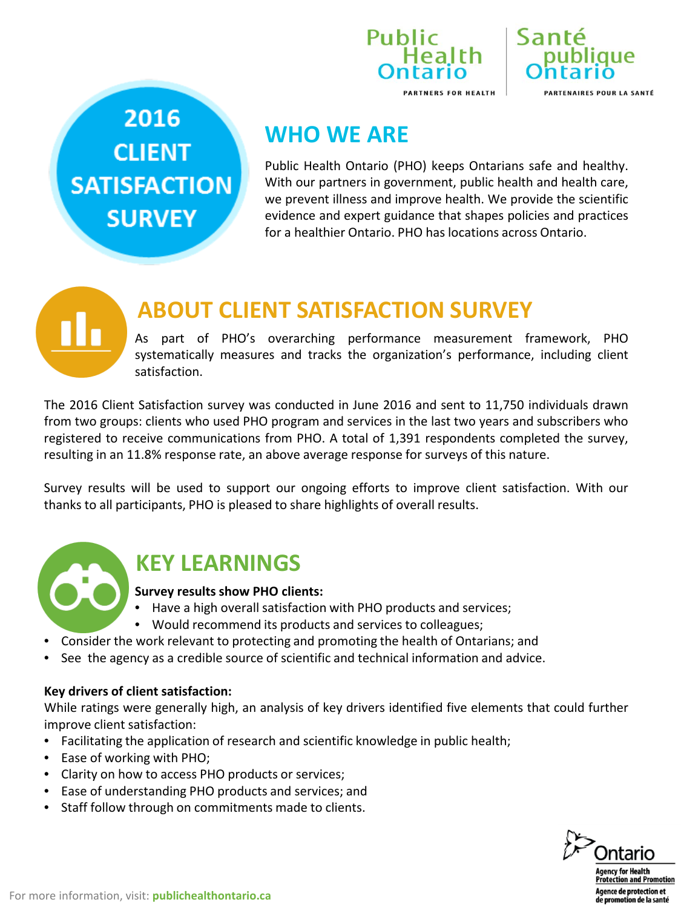Public Health Ontario | Santé publique Ontario

PARTNERS FOR HEALTH | PARTENAIRES POUR LA SANTÉ

# 2016 CLIENT SATISFACTION SURVEY

## WHO WE ARE

Public Health Ontario (PHO) keeps Ontarians safe and healthy. With our partners in government, public health and health care, we prevent illness and improve health. We provide the scientific evidence and expert guidance that shapes policies and practices for a healthier Ontario. PHO has locations across Ontario.

## ABOUT CLIENT SATISFACTION SURVEY

As part of PHO's overarching performance measurement framework, PHO systematically measures and tracks the organization's performance, including client satisfaction.

The 2016 Client Satisfaction survey was conducted in June 2016 and sent to 11,750 individuals drawn from two groups: clients who used PHO program and services in the last two years and subscribers who registered to receive communications from PHO. A total of 1,391 respondents completed the survey, resulting in an 11.8% response rate, an above average response for surveys of this nature.

Survey results will be used to support our ongoing efforts to improve client satisfaction. With our thanks to all participants, PHO is pleased to share highlights of overall results.

## KEY LEARNINGS

**Survey results show PHO clients:**

- Have a high overall satisfaction with PHO products and services;
- Would recommend its products and services to colleagues;
- Consider the work relevant to protecting and promoting the health of Ontarians; and
- See the agency as a credible source of scientific and technical information and advice.

**Key drivers of client satisfaction:**

While ratings were generally high, an analysis of key drivers identified five elements that could further improve client satisfaction:

- Facilitating the application of research and scientific knowledge in public health;
- Ease of working with PHO;
- Clarity on how to access PHO products or services;
- Ease of understanding PHO products and services; and
- Staff follow through on commitments made to clients.

For more information, visit: **publichealthontario.ca**

Ontario

Agency for Health Protection and Promotion

Agence de protection et de promotion de la santé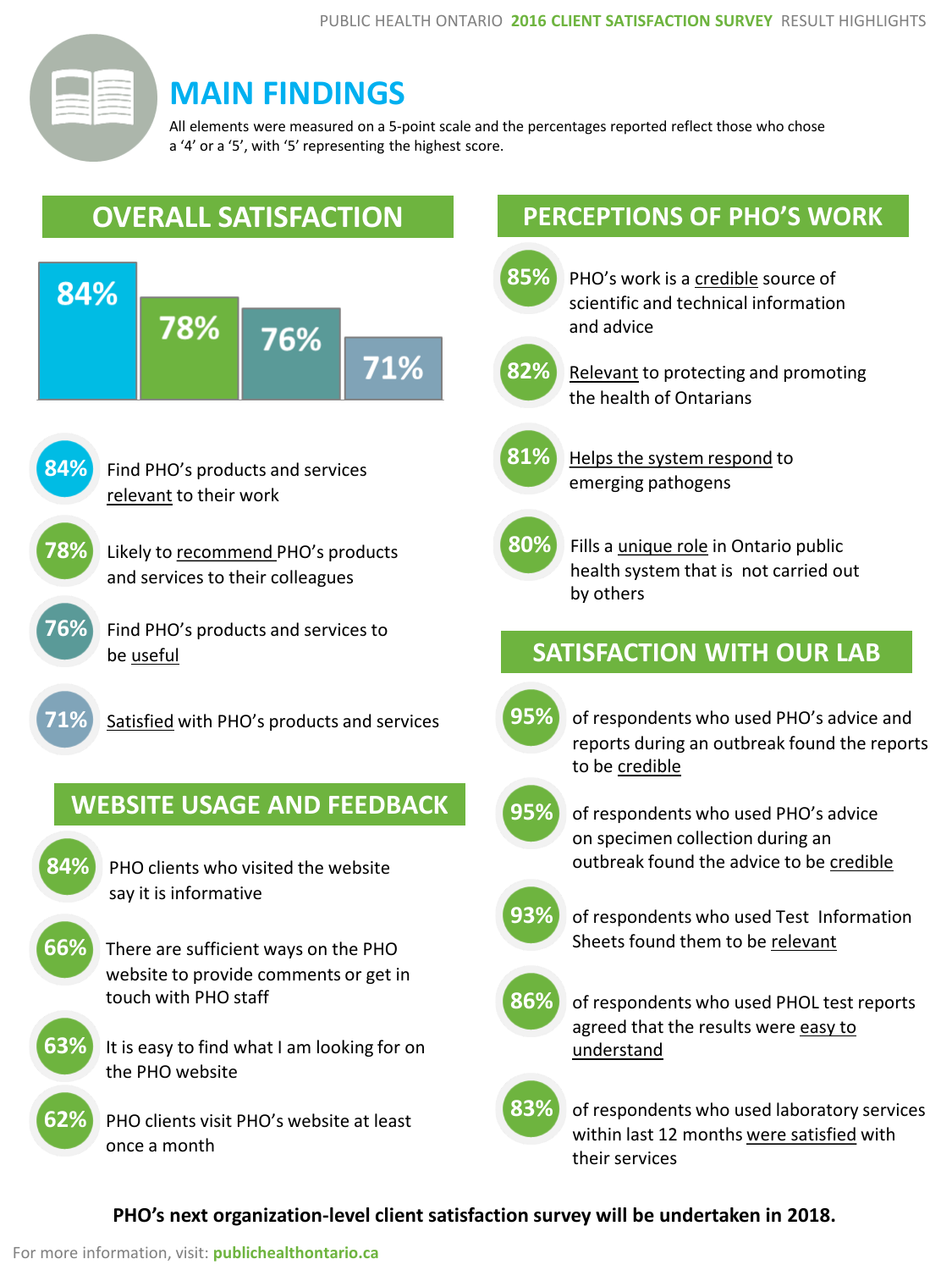# MAIN FINDINGS

All elements were measured on a 5-point scale and the percentages reported reflect those who chose a '4' or a '5', with '5' representing the highest score.

## OVERALL SATISFACTION

84%
78%
76%
71%

- **84%** Find PHO's products and services relevant to their work
- **78%** Likely to recommend PHO's products and services to their colleagues
- **76%** Find PHO's products and services to be useful
- **71%** Satisfied with PHO's products and services

## WEBSITE USAGE AND FEEDBACK

- **84%** PHO clients who visited the website say it is informative
- **66%** There are sufficient ways on the PHO website to provide comments or get in touch with PHO staff
- **63%** It is easy to find what I am looking for on the PHO website
- **62%** PHO clients visit PHO's website at least once a month

## PERCEPTIONS OF PHO'S WORK

- **85%** PHO's work is a credible source of scientific and technical information and advice
- **82%** Relevant to protecting and promoting the health of Ontarians
- **81%** Helps the system respond to emerging pathogens
- **80%** Fills a unique role in Ontario public health system that is not carried out by others

## SATISFACTION WITH OUR LAB

- **95%** of respondents who used PHO's advice and reports during an outbreak found the reports to be credible
- **95%** of respondents who used PHO's advice on specimen collection during an outbreak found the advice to be credible
- **93%** of respondents who used Test Information Sheets found them to be relevant
- **86%** of respondents who used PHOL test reports agreed that the results were easy to understand
- **83%** of respondents who used laboratory services within last 12 months were satisfied with their services

**PHO's next organization-level client satisfaction survey will be undertaken in 2018.**

For more information, visit: **publichealthontario.ca**